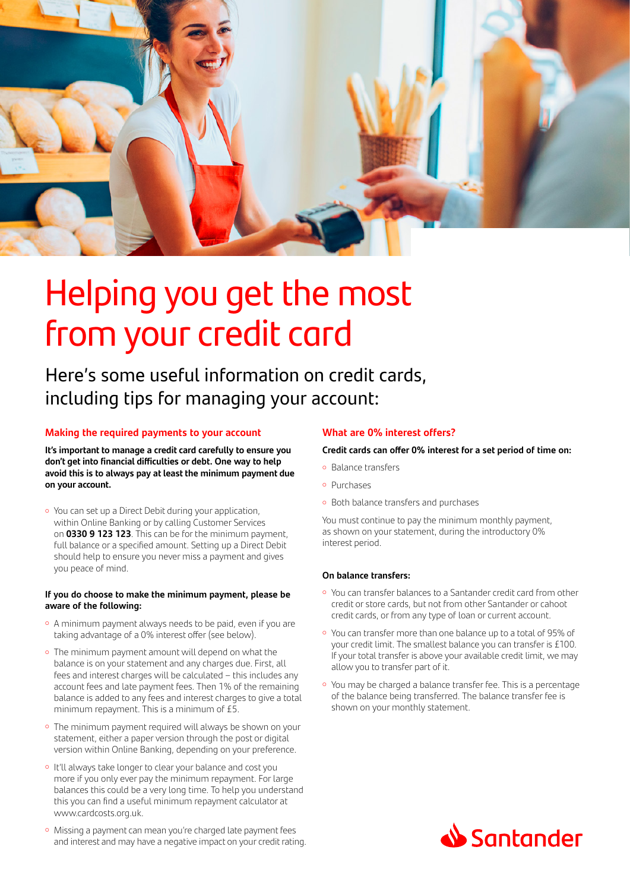# Helping you get the most from your credit card

Here's some useful information on credit cards, including tips for managing your account:

## Making the required payments to your account

**It's important to manage a credit card carefully to ensure you don't get into financial difficulties or debt. One way to help avoid this is to always pay at least the minimum payment due on your account.**

- You can set up a Direct Debit during your application, within Online Banking or by calling Customer Services on **0330 9 123 123**. This can be for the minimum payment, full balance or a specified amount. Setting up a Direct Debit should help to ensure you never miss a payment and gives you peace of mind.

**If you do choose to make the minimum payment, please be aware of the following:**

- A minimum payment always needs to be paid, even if you are taking advantage of a 0% interest offer (see below).
- The minimum payment amount will depend on what the balance is on your statement and any charges due. First, all fees and interest charges will be calculated – this includes any account fees and late payment fees. Then 1% of the remaining balance is added to any fees and interest charges to give a total minimum repayment. This is a minimum of £5.
- The minimum payment required will always be shown on your statement, either a paper version through the post or digital version within Online Banking, depending on your preference.
- It'll always take longer to clear your balance and cost you more if you only ever pay the minimum repayment. For large balances this could be a very long time. To help you understand this you can find a useful minimum repayment calculator at www.cardcosts.org.uk.
- Missing a payment can mean you're charged late payment fees and interest and may have a negative impact on your credit rating.

## What are 0% interest offers?

**Credit cards can offer 0% interest for a set period of time on:**

- Balance transfers
- Purchases
- Both balance transfers and purchases

You must continue to pay the minimum monthly payment, as shown on your statement, during the introductory 0% interest period.

**On balance transfers:**

- You can transfer balances to a Santander credit card from other credit or store cards, but not from other Santander or cahoot credit cards, or from any type of loan or current account.
- You can transfer more than one balance up to a total of 95% of your credit limit. The smallest balance you can transfer is £100. If your total transfer is above your available credit limit, we may allow you to transfer part of it.
- You may be charged a balance transfer fee. This is a percentage of the balance being transferred. The balance transfer fee is shown on your monthly statement.

Santander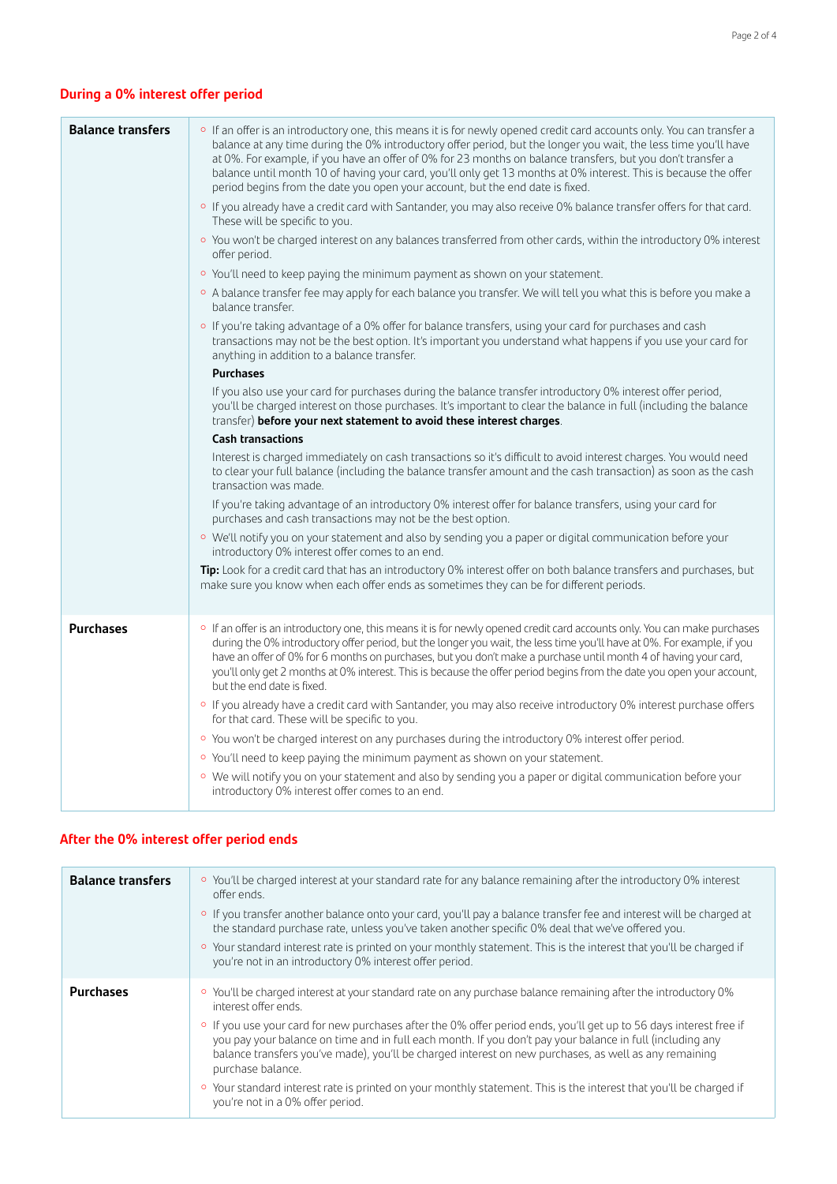## During a 0% interest offer period

| | |
|---|---|
| **Balance transfers** | ◦ If an offer is an introductory one, this means it is for newly opened credit card accounts only. You can transfer a balance at any time during the 0% introductory offer period, but the longer you wait, the less time you'll have at 0%. For example, if you have an offer of 0% for 23 months on balance transfers, but you don't transfer a balance until month 10 of having your card, you'll only get 13 months at 0% interest. This is because the offer period begins from the date you open your account, but the end date is fixed.<br>◦ If you already have a credit card with Santander, you may also receive 0% balance transfer offers for that card. These will be specific to you.<br>◦ You won't be charged interest on any balances transferred from other cards, within the introductory 0% interest offer period.<br>◦ You'll need to keep paying the minimum payment as shown on your statement.<br>◦ A balance transfer fee may apply for each balance you transfer. We will tell you what this is before you make a balance transfer.<br>◦ If you're taking advantage of a 0% offer for balance transfers, using your card for purchases and cash transactions may not be the best option. It's important you understand what happens if you use your card for anything in addition to a balance transfer.<br>**Purchases**<br>If you also use your card for purchases during the balance transfer introductory 0% interest offer period, you'll be charged interest on those purchases. It's important to clear the balance in full (including the balance transfer) **before your next statement to avoid these interest charges**.<br>**Cash transactions**<br>Interest is charged immediately on cash transactions so it's difficult to avoid interest charges. You would need to clear your full balance (including the balance transfer amount and the cash transaction) as soon as the cash transaction was made.<br>If you're taking advantage of an introductory 0% interest offer for balance transfers, using your card for purchases and cash transactions may not be the best option.<br>◦ We'll notify you on your statement and also by sending you a paper or digital communication before your introductory 0% interest offer comes to an end.<br>**Tip:** Look for a credit card that has an introductory 0% interest offer on both balance transfers and purchases, but make sure you know when each offer ends as sometimes they can be for different periods. |
| **Purchases** | ◦ If an offer is an introductory one, this means it is for newly opened credit card accounts only. You can make purchases during the 0% introductory offer period, but the longer you wait, the less time you'll have at 0%. For example, if you have an offer of 0% for 6 months on purchases, but you don't make a purchase until month 4 of having your card, you'll only get 2 months at 0% interest. This is because the offer period begins from the date you open your account, but the end date is fixed.<br>◦ If you already have a credit card with Santander, you may also receive introductory 0% interest purchase offers for that card. These will be specific to you.<br>◦ You won't be charged interest on any purchases during the introductory 0% interest offer period.<br>◦ You'll need to keep paying the minimum payment as shown on your statement.<br>◦ We will notify you on your statement and also by sending you a paper or digital communication before your introductory 0% interest offer comes to an end. |

## After the 0% interest offer period ends

| | |
|---|---|
| **Balance transfers** | ◦ You'll be charged interest at your standard rate for any balance remaining after the introductory 0% interest offer ends.<br>◦ If you transfer another balance onto your card, you'll pay a balance transfer fee and interest will be charged at the standard purchase rate, unless you've taken another specific 0% deal that we've offered you.<br>◦ Your standard interest rate is printed on your monthly statement. This is the interest that you'll be charged if you're not in an introductory 0% interest offer period. |
| **Purchases** | ◦ You'll be charged interest at your standard rate on any purchase balance remaining after the introductory 0% interest offer ends.<br>◦ If you use your card for new purchases after the 0% offer period ends, you'll get up to 56 days interest free if you pay your balance on time and in full each month. If you don't pay your balance in full (including any balance transfers you've made), you'll be charged interest on new purchases, as well as any remaining purchase balance.<br>◦ Your standard interest rate is printed on your monthly statement. This is the interest that you'll be charged if you're not in a 0% offer period. |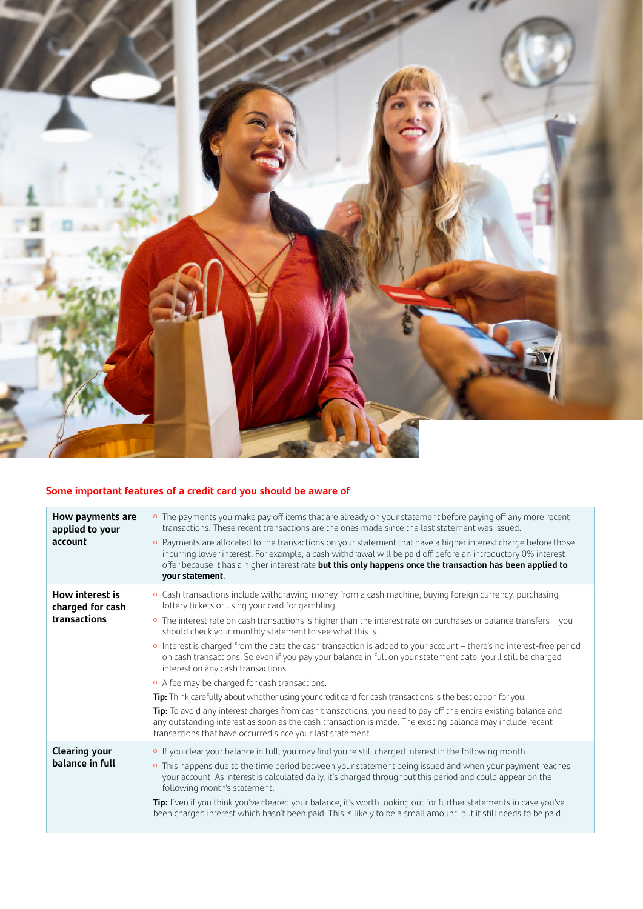## Some important features of a credit card you should be aware of

| | |
|---|---|
| **How payments are applied to your account** | ◦ The payments you make pay off items that are already on your statement before paying off any more recent transactions. These recent transactions are the ones made since the last statement was issued.<br>◦ Payments are allocated to the transactions on your statement that have a higher interest charge before those incurring lower interest. For example, a cash withdrawal will be paid off before an introductory 0% interest offer because it has a higher interest rate **but this only happens once the transaction has been applied to your statement**. |
| **How interest is charged for cash transactions** | ◦ Cash transactions include withdrawing money from a cash machine, buying foreign currency, purchasing lottery tickets or using your card for gambling.<br>◦ The interest rate on cash transactions is higher than the interest rate on purchases or balance transfers – you should check your monthly statement to see what this is.<br>◦ Interest is charged from the date the cash transaction is added to your account – there's no interest-free period on cash transactions. So even if you pay your balance in full on your statement date, you'll still be charged interest on any cash transactions.<br>◦ A fee may be charged for cash transactions.<br>**Tip:** Think carefully about whether using your credit card for cash transactions is the best option for you.<br>**Tip:** To avoid any interest charges from cash transactions, you need to pay off the entire existing balance and any outstanding interest as soon as the cash transaction is made. The existing balance may include recent transactions that have occurred since your last statement. |
| **Clearing your balance in full** | ◦ If you clear your balance in full, you may find you're still charged interest in the following month.<br>◦ This happens due to the time period between your statement being issued and when your payment reaches your account. As interest is calculated daily, it's charged throughout this period and could appear on the following month's statement.<br>**Tip:** Even if you think you've cleared your balance, it's worth looking out for further statements in case you've been charged interest which hasn't been paid. This is likely to be a small amount, but it still needs to be paid. |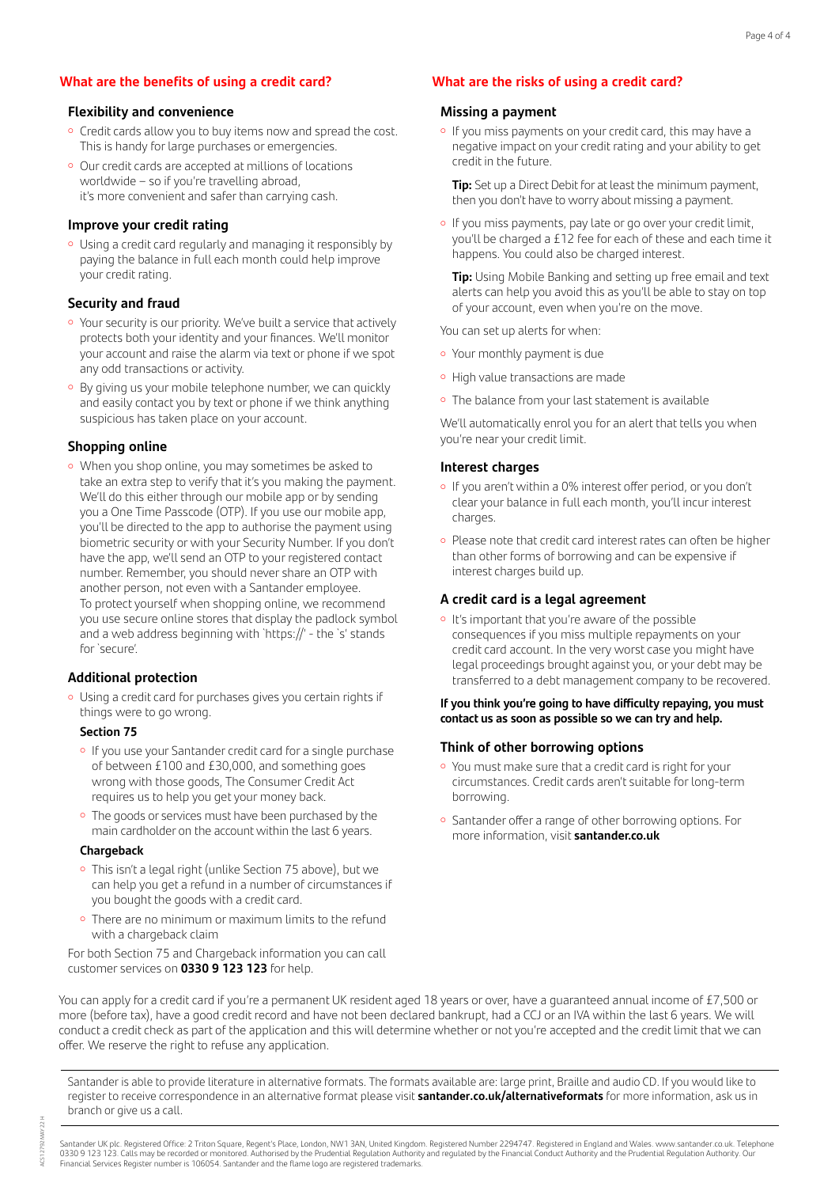## What are the benefits of using a credit card?

### Flexibility and convenience

- Credit cards allow you to buy items now and spread the cost. This is handy for large purchases or emergencies.
- Our credit cards are accepted at millions of locations worldwide – so if you're travelling abroad, it's more convenient and safer than carrying cash.

### Improve your credit rating

- Using a credit card regularly and managing it responsibly by paying the balance in full each month could help improve your credit rating.

### Security and fraud

- Your security is our priority. We've built a service that actively protects both your identity and your finances. We'll monitor your account and raise the alarm via text or phone if we spot any odd transactions or activity.
- By giving us your mobile telephone number, we can quickly and easily contact you by text or phone if we think anything suspicious has taken place on your account.

### Shopping online

- When you shop online, you may sometimes be asked to take an extra step to verify that it's you making the payment. We'll do this either through our mobile app or by sending you a One Time Passcode (OTP). If you use our mobile app, you'll be directed to the app to authorise the payment using biometric security or with your Security Number. If you don't have the app, we'll send an OTP to your registered contact number. Remember, you should never share an OTP with another person, not even with a Santander employee. To protect yourself when shopping online, we recommend you use secure online stores that display the padlock symbol and a web address beginning with 'https://' - the 's' stands for 'secure'.

### Additional protection

- Using a credit card for purchases gives you certain rights if things were to go wrong.

#### Section 75

- If you use your Santander credit card for a single purchase of between £100 and £30,000, and something goes wrong with those goods, The Consumer Credit Act requires us to help you get your money back.
- The goods or services must have been purchased by the main cardholder on the account within the last 6 years.

#### Chargeback

- This isn't a legal right (unlike Section 75 above), but we can help you get a refund in a number of circumstances if you bought the goods with a credit card.
- There are no minimum or maximum limits to the refund with a chargeback claim

For both Section 75 and Chargeback information you can call customer services on **0330 9 123 123** for help.

## What are the risks of using a credit card?

### Missing a payment

- If you miss payments on your credit card, this may have a negative impact on your credit rating and your ability to get credit in the future.

  **Tip:** Set up a Direct Debit for at least the minimum payment, then you don't have to worry about missing a payment.

- If you miss payments, pay late or go over your credit limit, you'll be charged a £12 fee for each of these and each time it happens. You could also be charged interest.

  **Tip:** Using Mobile Banking and setting up free email and text alerts can help you avoid this as you'll be able to stay on top of your account, even when you're on the move.

You can set up alerts for when:

- Your monthly payment is due
- High value transactions are made
- The balance from your last statement is available

We'll automatically enrol you for an alert that tells you when you're near your credit limit.

### Interest charges

- If you aren't within a 0% interest offer period, or you don't clear your balance in full each month, you'll incur interest charges.
- Please note that credit card interest rates can often be higher than other forms of borrowing and can be expensive if interest charges build up.

### A credit card is a legal agreement

- It's important that you're aware of the possible consequences if you miss multiple repayments on your credit card account. In the very worst case you might have legal proceedings brought against you, or your debt may be transferred to a debt management company to be recovered.

**If you think you're going to have difficulty repaying, you must contact us as soon as possible so we can try and help.**

### Think of other borrowing options

- You must make sure that a credit card is right for your circumstances. Credit cards aren't suitable for long-term borrowing.
- Santander offer a range of other borrowing options. For more information, visit **santander.co.uk**

You can apply for a credit card if you're a permanent UK resident aged 18 years or over, have a guaranteed annual income of £7,500 or more (before tax), have a good credit record and have not been declared bankrupt, had a CCJ or an IVA within the last 6 years. We will conduct a credit check as part of the application and this will determine whether or not you're accepted and the credit limit that we can offer. We reserve the right to refuse any application.

Santander is able to provide literature in alternative formats. The formats available are: large print, Braille and audio CD. If you would like to register to receive correspondence in an alternative format please visit **santander.co.uk/alternativeformats** for more information, ask us in branch or give us a call.

Santander UK plc. Registered Office: 2 Triton Square, Regent's Place, London, NW1 3AN, United Kingdom. Registered Number 2294747. Registered in England and Wales. www.santander.co.uk. Telephone 0330 9 123 123. Calls may be recorded or monitored. Authorised by the Prudential Regulation Authority and regulated by the Financial Conduct Authority and the Prudential Regulation Authority. Our Financial Services Register number is 106054. Santander and the flame logo are registered trademarks.

ACS1279 MAY 22 H